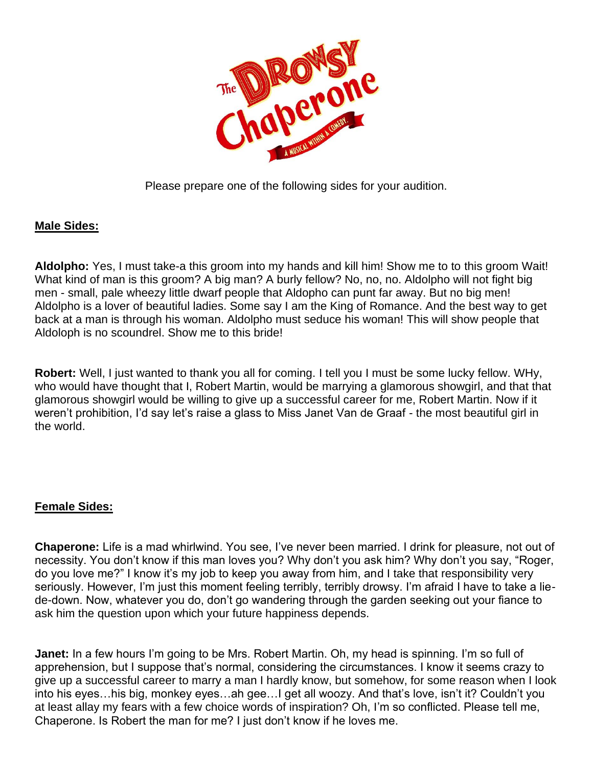# The Drowsy Chaperone

A MUSICAL WITHIN A COMEDY.

Please prepare one of the following sides for your audition.

## Male Sides:

**Aldolpho:** Yes, I must take-a this groom into my hands and kill him! Show me to to this groom Wait! What kind of man is this groom? A big man? A burly fellow? No, no, no. Aldolpho will not fight big men - small, pale wheezy little dwarf people that Aldopho can punt far away. But no big men! Aldolpho is a lover of beautiful ladies. Some say I am the King of Romance. And the best way to get back at a man is through his woman. Aldolpho must seduce his woman! This will show people that Aldoloph is no scoundrel. Show me to this bride!

**Robert:** Well, I just wanted to thank you all for coming. I tell you I must be some lucky fellow. WHy, who would have thought that I, Robert Martin, would be marrying a glamorous showgirl, and that that glamorous showgirl would be willing to give up a successful career for me, Robert Martin. Now if it weren't prohibition, I'd say let's raise a glass to Miss Janet Van de Graaf - the most beautiful girl in the world.

## Female Sides:

**Chaperone:** Life is a mad whirlwind. You see, I've never been married. I drink for pleasure, not out of necessity. You don't know if this man loves you? Why don't you ask him? Why don't you say, "Roger, do you love me?" I know it's my job to keep you away from him, and I take that responsibility very seriously. However, I'm just this moment feeling terribly, terribly drowsy. I'm afraid I have to take a lie-de-down. Now, whatever you do, don't go wandering through the garden seeking out your fiance to ask him the question upon which your future happiness depends.

**Janet:** In a few hours I'm going to be Mrs. Robert Martin. Oh, my head is spinning. I'm so full of apprehension, but I suppose that's normal, considering the circumstances. I know it seems crazy to give up a successful career to marry a man I hardly know, but somehow, for some reason when I look into his eyes…his big, monkey eyes…ah gee…I get all woozy. And that's love, isn't it? Couldn't you at least allay my fears with a few choice words of inspiration? Oh, I'm so conflicted. Please tell me, Chaperone. Is Robert the man for me? I just don't know if he loves me.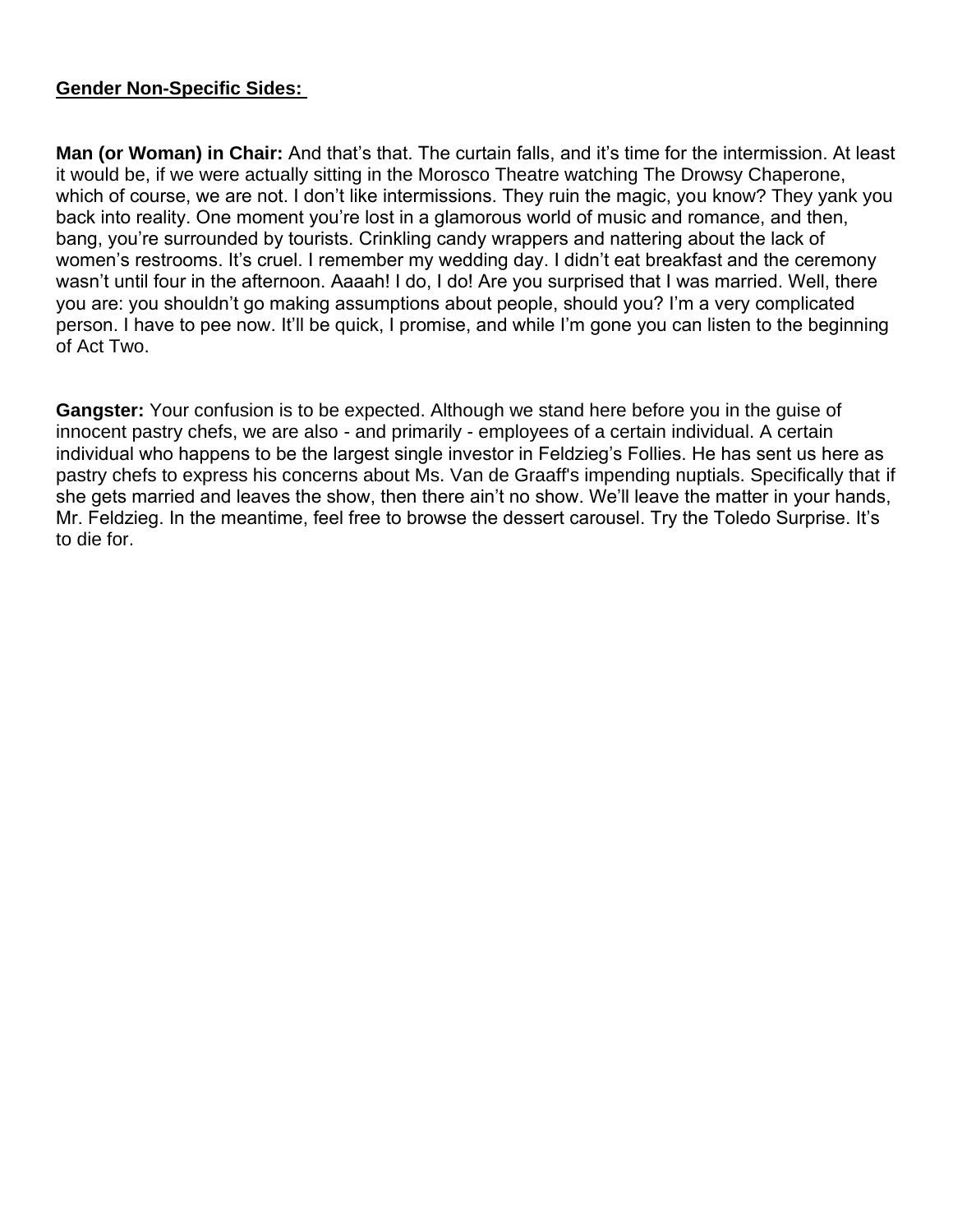**Gender Non-Specific Sides:**

**Man (or Woman) in Chair:** And that's that. The curtain falls, and it's time for the intermission. At least it would be, if we were actually sitting in the Morosco Theatre watching The Drowsy Chaperone, which of course, we are not. I don't like intermissions. They ruin the magic, you know? They yank you back into reality. One moment you're lost in a glamorous world of music and romance, and then, bang, you're surrounded by tourists. Crinkling candy wrappers and nattering about the lack of women's restrooms. It's cruel. I remember my wedding day. I didn't eat breakfast and the ceremony wasn't until four in the afternoon. Aaaah! I do, I do! Are you surprised that I was married. Well, there you are: you shouldn't go making assumptions about people, should you? I'm a very complicated person. I have to pee now. It'll be quick, I promise, and while I'm gone you can listen to the beginning of Act Two.

**Gangster:** Your confusion is to be expected. Although we stand here before you in the guise of innocent pastry chefs, we are also - and primarily - employees of a certain individual. A certain individual who happens to be the largest single investor in Feldzieg's Follies. He has sent us here as pastry chefs to express his concerns about Ms. Van de Graaff's impending nuptials. Specifically that if she gets married and leaves the show, then there ain't no show. We'll leave the matter in your hands, Mr. Feldzieg. In the meantime, feel free to browse the dessert carousel. Try the Toledo Surprise. It's to die for.